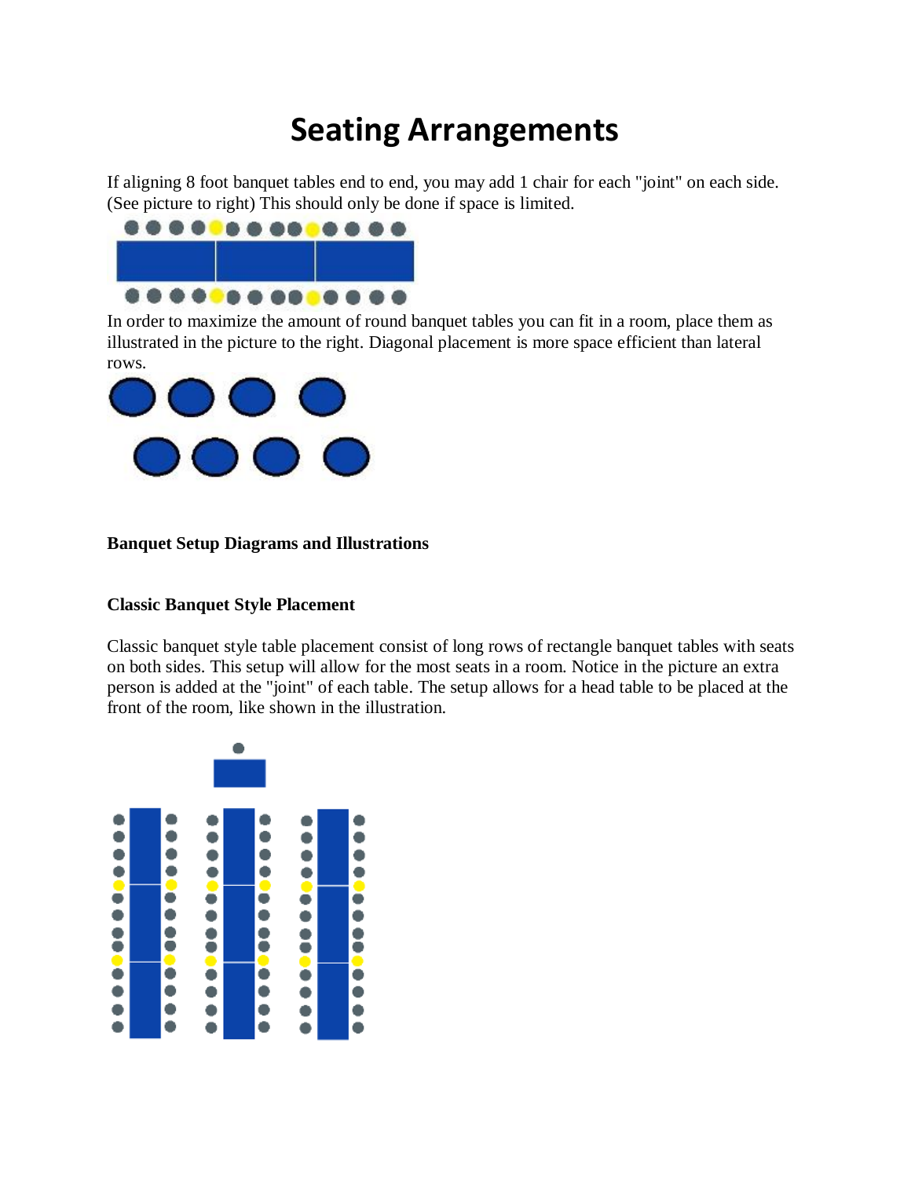# Seating Arrangements

If aligning 8 foot banquet tables end to end, you may add 1 chair for each "joint" on each side. (See picture to right) This should only be done if space is limited.

In order to maximize the amount of round banquet tables you can fit in a room, place them as illustrated in the picture to the right. Diagonal placement is more space efficient than lateral rows.

**Banquet Setup Diagrams and Illustrations**

**Classic Banquet Style Placement**

Classic banquet style table placement consist of long rows of rectangle banquet tables with seats on both sides. This setup will allow for the most seats in a room. Notice in the picture an extra person is added at the "joint" of each table. The setup allows for a head table to be placed at the front of the room, like shown in the illustration.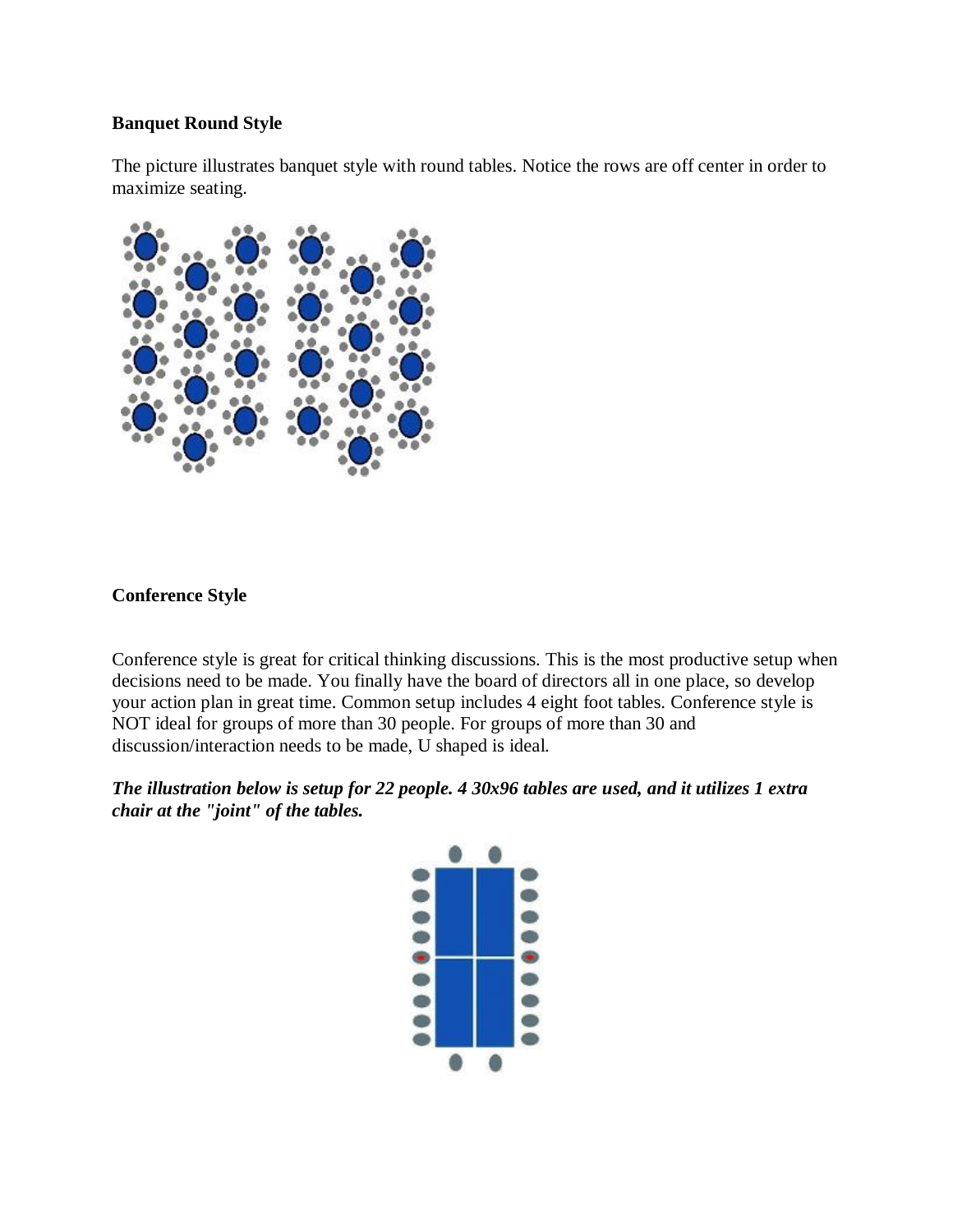**Banquet Round Style**

The picture illustrates banquet style with round tables. Notice the rows are off center in order to maximize seating.

**Conference Style**

Conference style is great for critical thinking discussions. This is the most productive setup when decisions need to be made. You finally have the board of directors all in one place, so develop your action plan in great time. Common setup includes 4 eight foot tables. Conference style is NOT ideal for groups of more than 30 people. For groups of more than 30 and discussion/interaction needs to be made, U shaped is ideal.

***The illustration below is setup for 22 people. 4 30x96 tables are used, and it utilizes 1 extra chair at the "joint" of the tables.***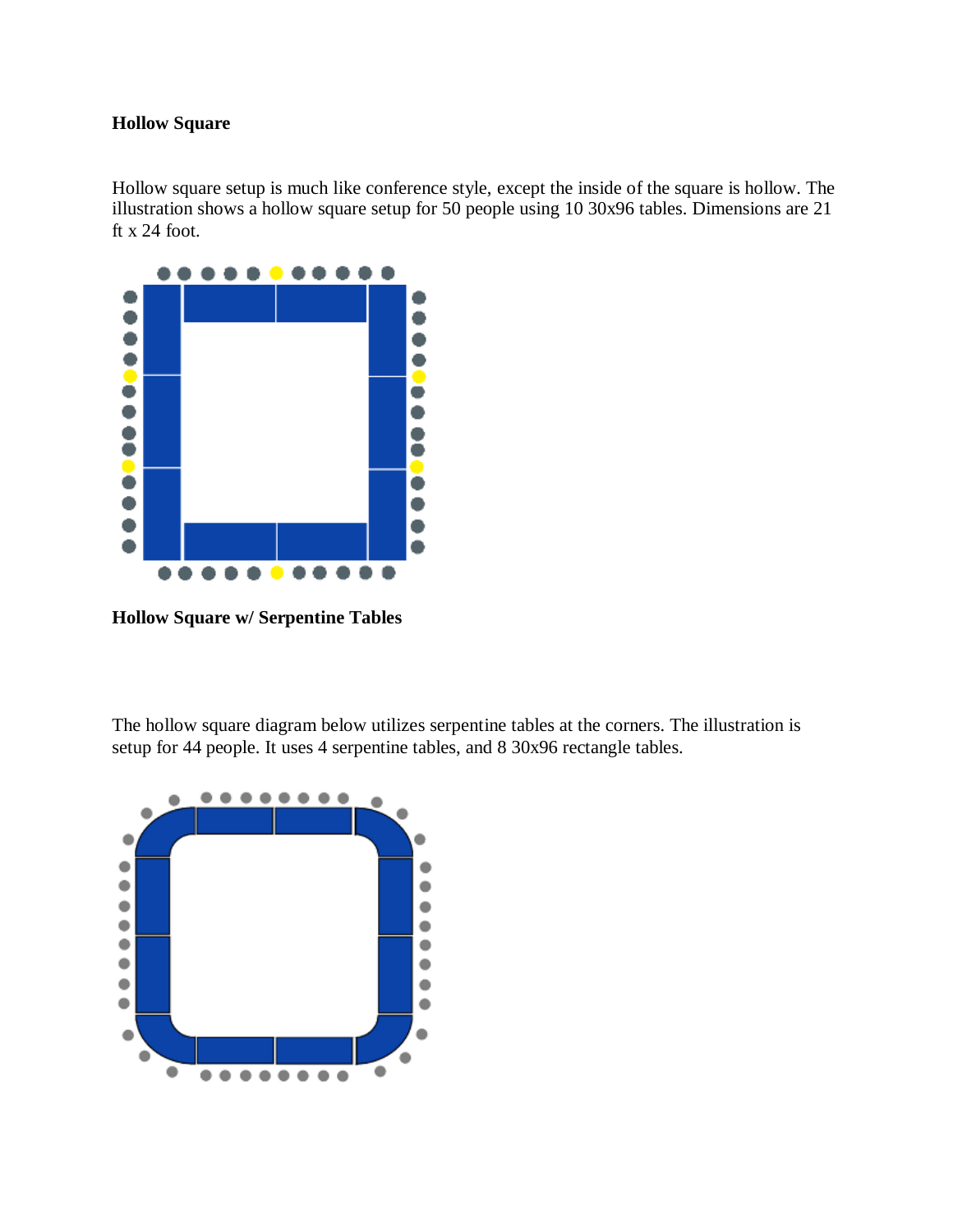**Hollow Square**

Hollow square setup is much like conference style, except the inside of the square is hollow. The illustration shows a hollow square setup for 50 people using 10 30x96 tables. Dimensions are 21 ft x 24 foot.

**Hollow Square w/ Serpentine Tables**

The hollow square diagram below utilizes serpentine tables at the corners. The illustration is setup for 44 people. It uses 4 serpentine tables, and 8 30x96 rectangle tables.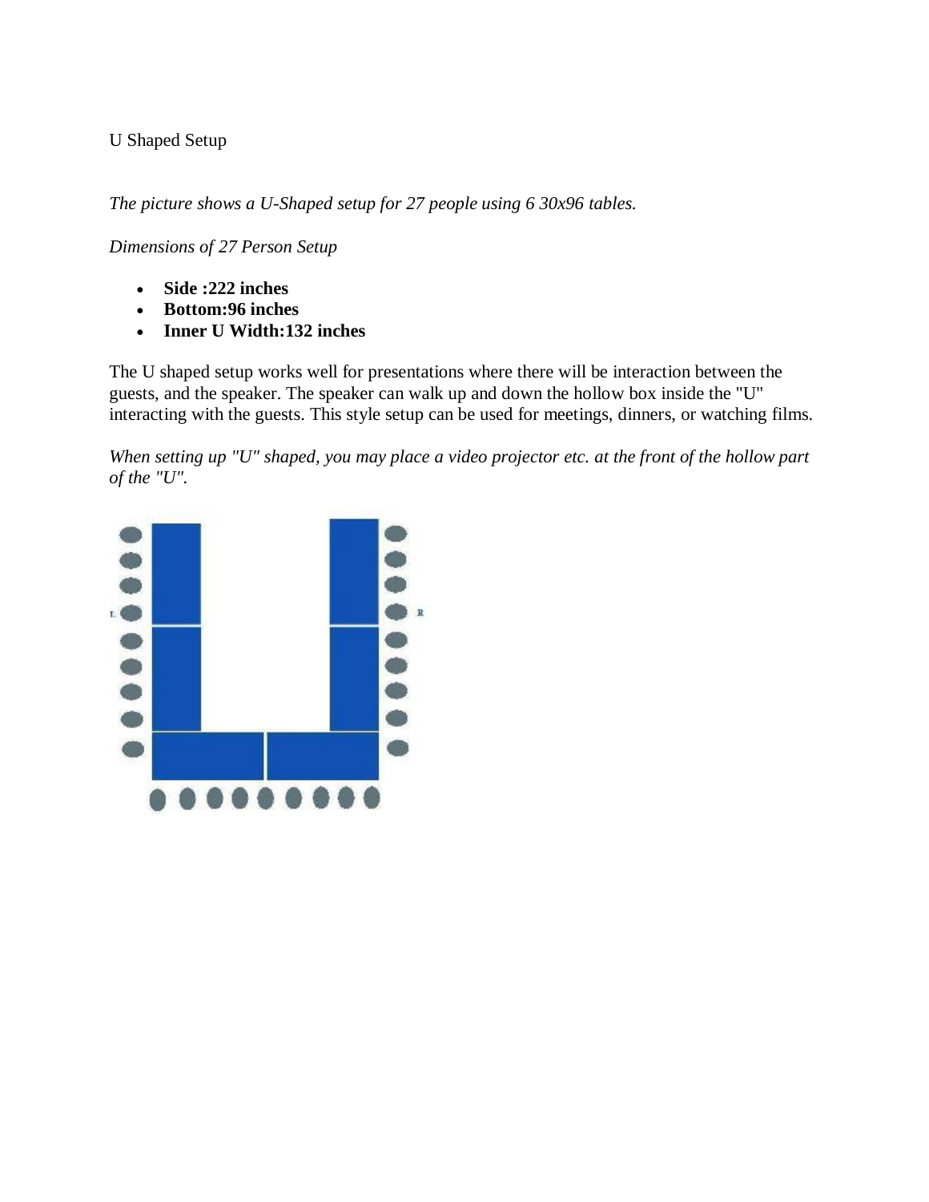U Shaped Setup

*The picture shows a U-Shaped setup for 27 people using 6 30x96 tables.*

*Dimensions of 27 Person Setup*

- **Side :222 inches**
- **Bottom:96 inches**
- **Inner U Width:132 inches**

The U shaped setup works well for presentations where there will be interaction between the guests, and the speaker. The speaker can walk up and down the hollow box inside the "U" interacting with the guests. This style setup can be used for meetings, dinners, or watching films.

*When setting up "U" shaped, you may place a video projector etc. at the front of the hollow part of the "U".*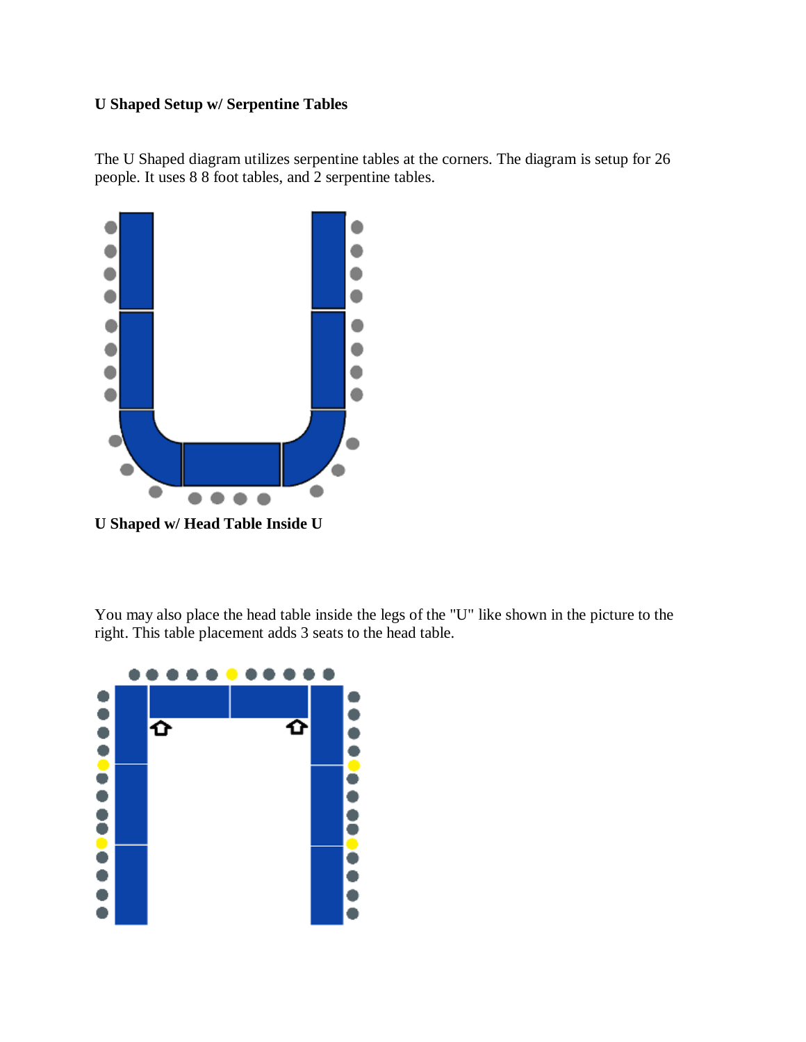**U Shaped Setup w/ Serpentine Tables**

The U Shaped diagram utilizes serpentine tables at the corners. The diagram is setup for 26 people. It uses 8 8 foot tables, and 2 serpentine tables.

**U Shaped w/ Head Table Inside U**

You may also place the head table inside the legs of the "U" like shown in the picture to the right. This table placement adds 3 seats to the head table.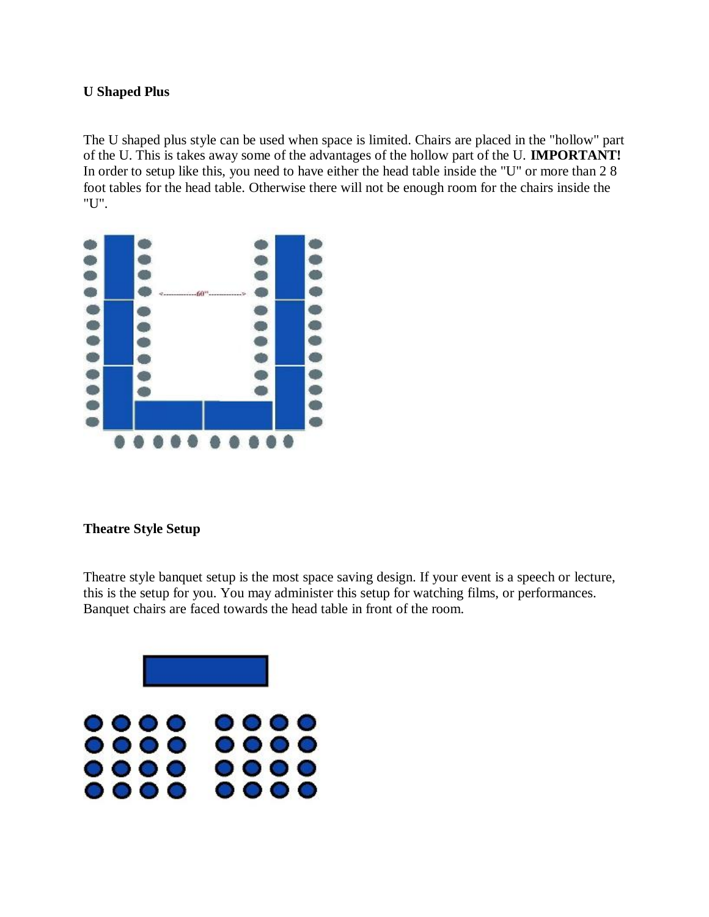**U Shaped Plus**

The U shaped plus style can be used when space is limited. Chairs are placed in the "hollow" part of the U. This is takes away some of the advantages of the hollow part of the U. **IMPORTANT!** In order to setup like this, you need to have either the head table inside the "U" or more than 2 8 foot tables for the head table. Otherwise there will not be enough room for the chairs inside the "U".

**Theatre Style Setup**

Theatre style banquet setup is the most space saving design. If your event is a speech or lecture, this is the setup for you. You may administer this setup for watching films, or performances. Banquet chairs are faced towards the head table in front of the room.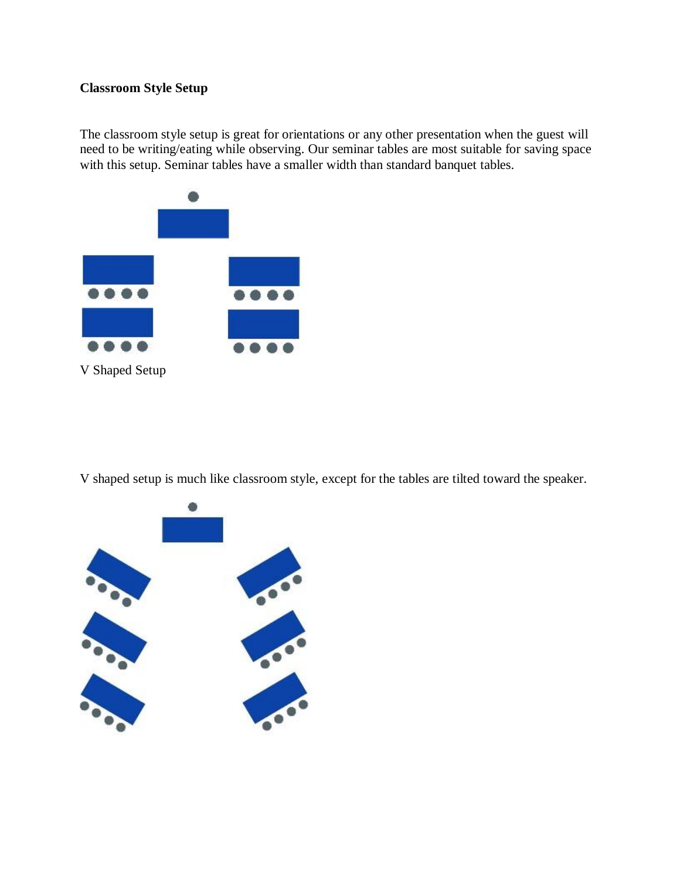**Classroom Style Setup**

The classroom style setup is great for orientations or any other presentation when the guest will need to be writing/eating while observing. Our seminar tables are most suitable for saving space with this setup. Seminar tables have a smaller width than standard banquet tables.

V Shaped Setup

V shaped setup is much like classroom style, except for the tables are tilted toward the speaker.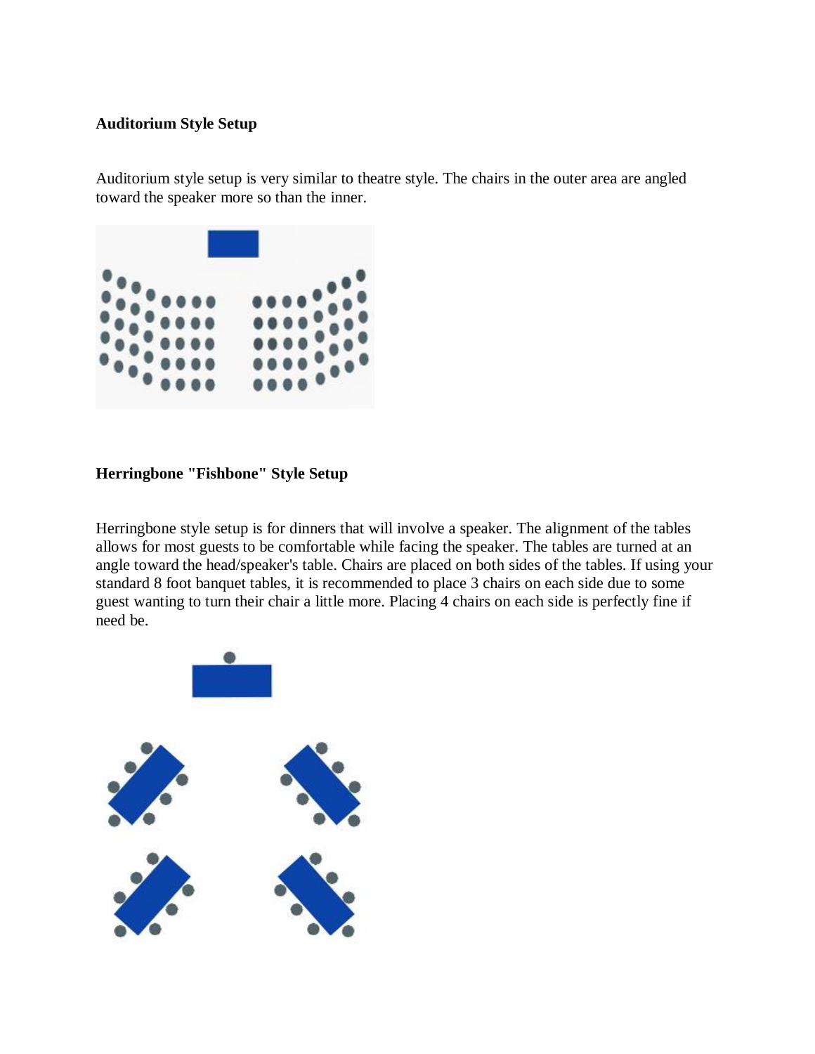**Auditorium Style Setup**

Auditorium style setup is very similar to theatre style. The chairs in the outer area are angled toward the speaker more so than the inner.

**Herringbone "Fishbone" Style Setup**

Herringbone style setup is for dinners that will involve a speaker. The alignment of the tables allows for most guests to be comfortable while facing the speaker. The tables are turned at an angle toward the head/speaker's table. Chairs are placed on both sides of the tables. If using your standard 8 foot banquet tables, it is recommended to place 3 chairs on each side due to some guest wanting to turn their chair a little more. Placing 4 chairs on each side is perfectly fine if need be.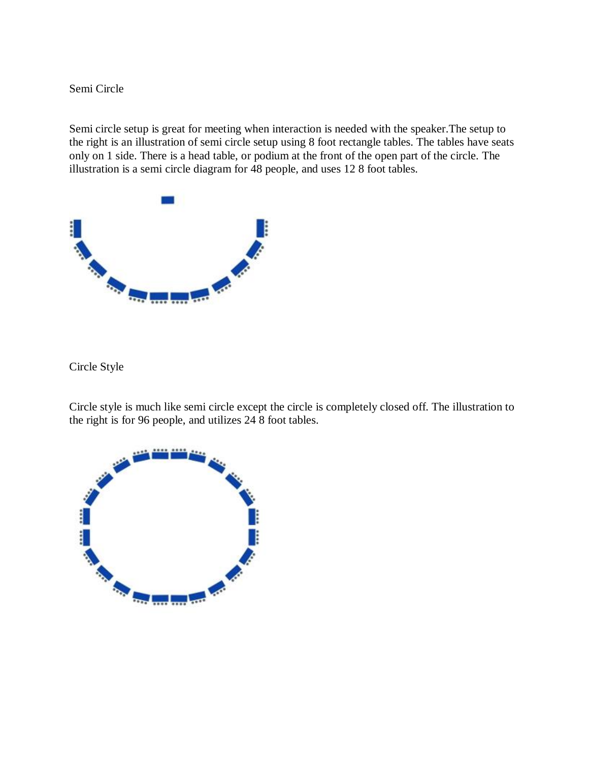Semi Circle

Semi circle setup is great for meeting when interaction is needed with the speaker.The setup to the right is an illustration of semi circle setup using 8 foot rectangle tables. The tables have seats only on 1 side. There is a head table, or podium at the front of the open part of the circle. The illustration is a semi circle diagram for 48 people, and uses 12 8 foot tables.

Circle Style

Circle style is much like semi circle except the circle is completely closed off. The illustration to the right is for 96 people, and utilizes 24 8 foot tables.